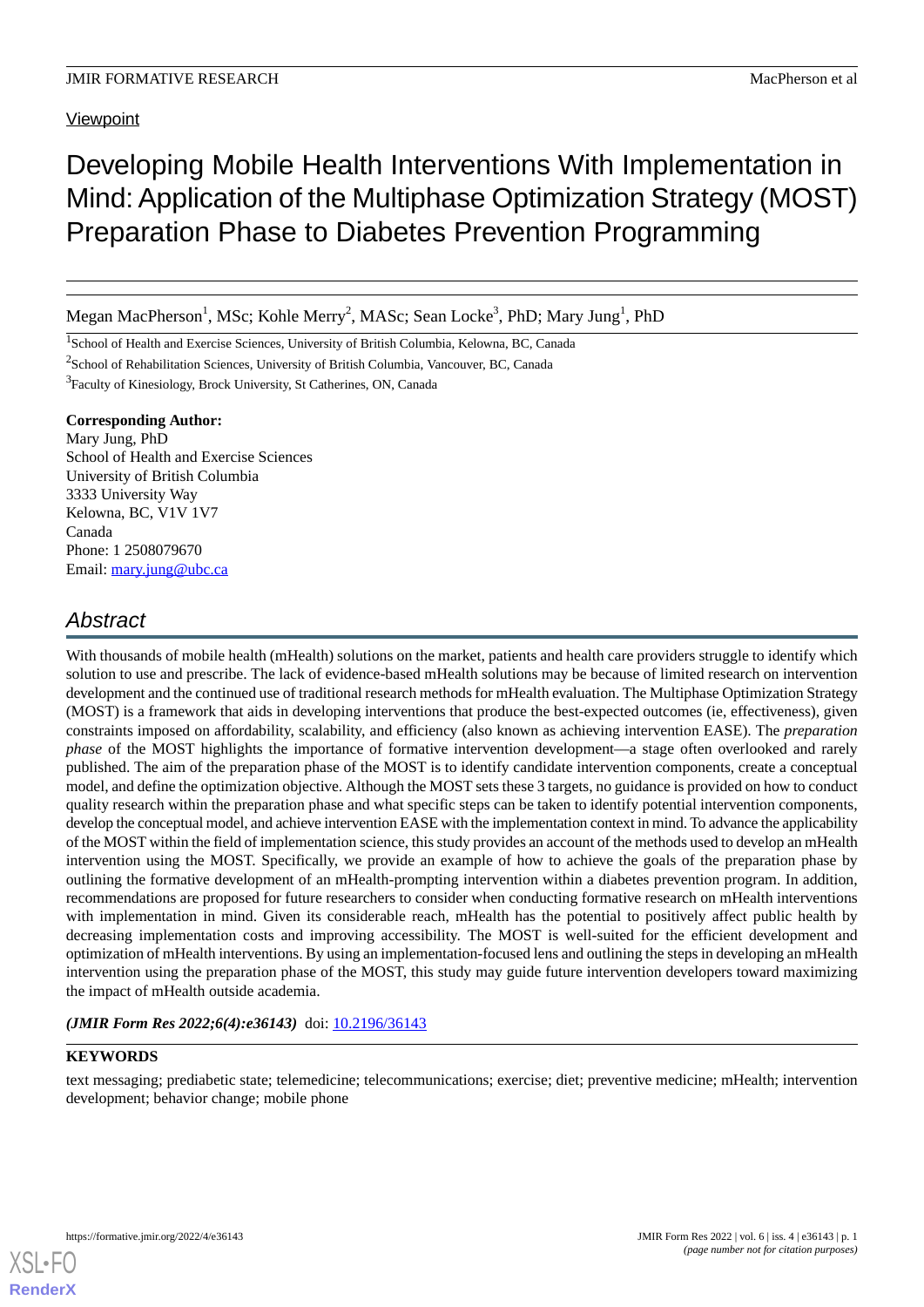Viewpoint

# Developing Mobile Health Interventions With Implementation in Mind: Application of the Multiphase Optimization Strategy (MOST) Preparation Phase to Diabetes Prevention Programming

Megan MacPherson[1], MSc; Kohle Merry[2], MASc; Sean Locke[3], PhD; Mary Jung[1], PhD

[1]School of Health and Exercise Sciences, University of British Columbia, Kelowna, BC, Canada

[2]School of Rehabilitation Sciences, University of British Columbia, Vancouver, BC, Canada

[3]Faculty of Kinesiology, Brock University, St Catherines, ON, Canada

**Corresponding Author:**
Mary Jung, PhD
School of Health and Exercise Sciences
University of British Columbia
3333 University Way
Kelowna, BC, V1V 1V7
Canada
Phone: 1 2508079670
Email: mary.jung@ubc.ca

## Abstract

With thousands of mobile health (mHealth) solutions on the market, patients and health care providers struggle to identify which solution to use and prescribe. The lack of evidence-based mHealth solutions may be because of limited research on intervention development and the continued use of traditional research methods for mHealth evaluation. The Multiphase Optimization Strategy (MOST) is a framework that aids in developing interventions that produce the best-expected outcomes (ie, effectiveness), given constraints imposed on affordability, scalability, and efficiency (also known as achieving intervention EASE). The *preparation phase* of the MOST highlights the importance of formative intervention development—a stage often overlooked and rarely published. The aim of the preparation phase of the MOST is to identify candidate intervention components, create a conceptual model, and define the optimization objective. Although the MOST sets these 3 targets, no guidance is provided on how to conduct quality research within the preparation phase and what specific steps can be taken to identify potential intervention components, develop the conceptual model, and achieve intervention EASE with the implementation context in mind. To advance the applicability of the MOST within the field of implementation science, this study provides an account of the methods used to develop an mHealth intervention using the MOST. Specifically, we provide an example of how to achieve the goals of the preparation phase by outlining the formative development of an mHealth-prompting intervention within a diabetes prevention program. In addition, recommendations are proposed for future researchers to consider when conducting formative research on mHealth interventions with implementation in mind. Given its considerable reach, mHealth has the potential to positively affect public health by decreasing implementation costs and improving accessibility. The MOST is well-suited for the efficient development and optimization of mHealth interventions. By using an implementation-focused lens and outlining the steps in developing an mHealth intervention using the preparation phase of the MOST, this study may guide future intervention developers toward maximizing the impact of mHealth outside academia.

***(JMIR Form Res 2022;6(4):e36143)*** doi: 10.2196/36143

**KEYWORDS**

text messaging; prediabetic state; telemedicine; telecommunications; exercise; diet; preventive medicine; mHealth; intervention development; behavior change; mobile phone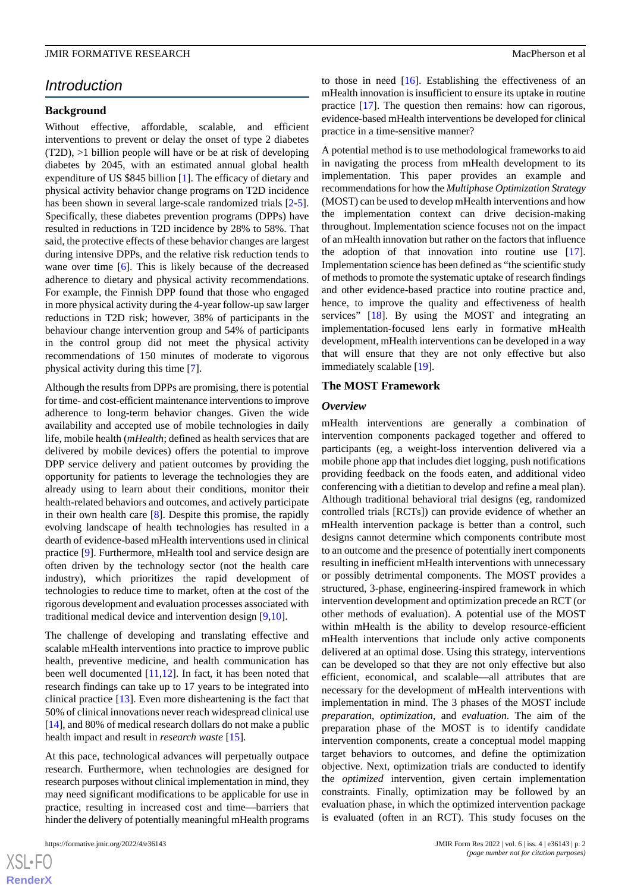# Introduction

## Background

Without effective, affordable, scalable, and efficient interventions to prevent or delay the onset of type 2 diabetes (T2D), >1 billion people will have or be at risk of developing diabetes by 2045, with an estimated annual global health expenditure of US $845 billion [1]. The efficacy of dietary and physical activity behavior change programs on T2D incidence has been shown in several large-scale randomized trials [2-5]. Specifically, these diabetes prevention programs (DPPs) have resulted in reductions in T2D incidence by 28% to 58%. That said, the protective effects of these behavior changes are largest during intensive DPPs, and the relative risk reduction tends to wane over time [6]. This is likely because of the decreased adherence to dietary and physical activity recommendations. For example, the Finnish DPP found that those who engaged in more physical activity during the 4-year follow-up saw larger reductions in T2D risk; however, 38% of participants in the behaviour change intervention group and 54% of participants in the control group did not meet the physical activity recommendations of 150 minutes of moderate to vigorous physical activity during this time [7].

Although the results from DPPs are promising, there is potential for time- and cost-efficient maintenance interventions to improve adherence to long-term behavior changes. Given the wide availability and accepted use of mobile technologies in daily life, mobile health (*mHealth*; defined as health services that are delivered by mobile devices) offers the potential to improve DPP service delivery and patient outcomes by providing the opportunity for patients to leverage the technologies they are already using to learn about their conditions, monitor their health-related behaviors and outcomes, and actively participate in their own health care [8]. Despite this promise, the rapidly evolving landscape of health technologies has resulted in a dearth of evidence-based mHealth interventions used in clinical practice [9]. Furthermore, mHealth tool and service design are often driven by the technology sector (not the health care industry), which prioritizes the rapid development of technologies to reduce time to market, often at the cost of the rigorous development and evaluation processes associated with traditional medical device and intervention design [9,10].

The challenge of developing and translating effective and scalable mHealth interventions into practice to improve public health, preventive medicine, and health communication has been well documented [11,12]. In fact, it has been noted that research findings can take up to 17 years to be integrated into clinical practice [13]. Even more disheartening is the fact that 50% of clinical innovations never reach widespread clinical use [14], and 80% of medical research dollars do not make a public health impact and result in *research waste* [15].

At this pace, technological advances will perpetually outpace research. Furthermore, when technologies are designed for research purposes without clinical implementation in mind, they may need significant modifications to be applicable for use in practice, resulting in increased cost and time—barriers that hinder the delivery of potentially meaningful mHealth programs to those in need [16]. Establishing the effectiveness of an mHealth innovation is insufficient to ensure its uptake in routine practice [17]. The question then remains: how can rigorous, evidence-based mHealth interventions be developed for clinical practice in a time-sensitive manner?

A potential method is to use methodological frameworks to aid in navigating the process from mHealth development to its implementation. This paper provides an example and recommendations for how the *Multiphase Optimization Strategy* (MOST) can be used to develop mHealth interventions and how the implementation context can drive decision-making throughout. Implementation science focuses not on the impact of an mHealth innovation but rather on the factors that influence the adoption of that innovation into routine use [17]. Implementation science has been defined as "the scientific study of methods to promote the systematic uptake of research findings and other evidence-based practice into routine practice and, hence, to improve the quality and effectiveness of health services" [18]. By using the MOST and integrating an implementation-focused lens early in formative mHealth development, mHealth interventions can be developed in a way that will ensure that they are not only effective but also immediately scalable [19].

## The MOST Framework

### Overview

mHealth interventions are generally a combination of intervention components packaged together and offered to participants (eg, a weight-loss intervention delivered via a mobile phone app that includes diet logging, push notifications providing feedback on the foods eaten, and additional video conferencing with a dietitian to develop and refine a meal plan). Although traditional behavioral trial designs (eg, randomized controlled trials [RCTs]) can provide evidence of whether an mHealth intervention package is better than a control, such designs cannot determine which components contribute most to an outcome and the presence of potentially inert components resulting in inefficient mHealth interventions with unnecessary or possibly detrimental components. The MOST provides a structured, 3-phase, engineering-inspired framework in which intervention development and optimization precede an RCT (or other methods of evaluation). A potential use of the MOST within mHealth is the ability to develop resource-efficient mHealth interventions that include only active components delivered at an optimal dose. Using this strategy, interventions can be developed so that they are not only effective but also efficient, economical, and scalable—all attributes that are necessary for the development of mHealth interventions with implementation in mind. The 3 phases of the MOST include *preparation*, *optimization*, and *evaluation*. The aim of the preparation phase of the MOST is to identify candidate intervention components, create a conceptual model mapping target behaviors to outcomes, and define the optimization objective. Next, optimization trials are conducted to identify the *optimized* intervention, given certain implementation constraints. Finally, optimization may be followed by an evaluation phase, in which the optimized intervention package is evaluated (often in an RCT). This study focuses on the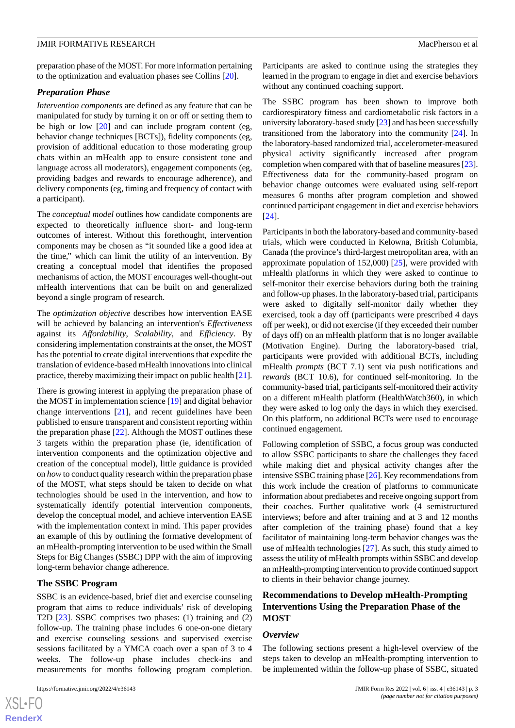preparation phase of the MOST. For more information pertaining to the optimization and evaluation phases see Collins [20].

### Preparation Phase

*Intervention components* are defined as any feature that can be manipulated for study by turning it on or off or setting them to be high or low [20] and can include program content (eg, behavior change techniques [BCTs]), fidelity components (eg, provision of additional education to those moderating group chats within an mHealth app to ensure consistent tone and language across all moderators), engagement components (eg, providing badges and rewards to encourage adherence), and delivery components (eg, timing and frequency of contact with a participant).

The *conceptual model* outlines how candidate components are expected to theoretically influence short- and long-term outcomes of interest. Without this forethought, intervention components may be chosen as "it sounded like a good idea at the time," which can limit the utility of an intervention. By creating a conceptual model that identifies the proposed mechanisms of action, the MOST encourages well-thought-out mHealth interventions that can be built on and generalized beyond a single program of research.

The *optimization objective* describes how intervention EASE will be achieved by balancing an intervention's *Effectiveness* against its *Affordability*, *Scalability*, and *Efficiency*. By considering implementation constraints at the onset, the MOST has the potential to create digital interventions that expedite the translation of evidence-based mHealth innovations into clinical practice, thereby maximizing their impact on public health [21].

There is growing interest in applying the preparation phase of the MOST in implementation science [19] and digital behavior change interventions [21], and recent guidelines have been published to ensure transparent and consistent reporting within the preparation phase [22]. Although the MOST outlines these 3 targets within the preparation phase (ie, identification of intervention components and the optimization objective and creation of the conceptual model), little guidance is provided on *how* to conduct quality research within the preparation phase of the MOST, what steps should be taken to decide on what technologies should be used in the intervention, and how to systematically identify potential intervention components, develop the conceptual model, and achieve intervention EASE with the implementation context in mind. This paper provides an example of this by outlining the formative development of an mHealth-prompting intervention to be used within the Small Steps for Big Changes (SSBC) DPP with the aim of improving long-term behavior change adherence.

## The SSBC Program

SSBC is an evidence-based, brief diet and exercise counseling program that aims to reduce individuals' risk of developing T2D [23]. SSBC comprises two phases: (1) training and (2) follow-up. The training phase includes 6 one-on-one dietary and exercise counseling sessions and supervised exercise sessions facilitated by a YMCA coach over a span of 3 to 4 weeks. The follow-up phase includes check-ins and measurements for months following program completion. Participants are asked to continue using the strategies they learned in the program to engage in diet and exercise behaviors without any continued coaching support.

The SSBC program has been shown to improve both cardiorespiratory fitness and cardiometabolic risk factors in a university laboratory-based study [23] and has been successfully transitioned from the laboratory into the community [24]. In the laboratory-based randomized trial, accelerometer-measured physical activity significantly increased after program completion when compared with that of baseline measures [23]. Effectiveness data for the community-based program on behavior change outcomes were evaluated using self-report measures 6 months after program completion and showed continued participant engagement in diet and exercise behaviors [24].

Participants in both the laboratory-based and community-based trials, which were conducted in Kelowna, British Columbia, Canada (the province's third-largest metropolitan area, with an approximate population of 152,000) [25], were provided with mHealth platforms in which they were asked to continue to self-monitor their exercise behaviors during both the training and follow-up phases. In the laboratory-based trial, participants were asked to digitally self-monitor daily whether they exercised, took a day off (participants were prescribed 4 days off per week), or did not exercise (if they exceeded their number of days off) on an mHealth platform that is no longer available (Motivation Engine). During the laboratory-based trial, participants were provided with additional BCTs, including mHealth *prompts* (BCT 7.1) sent via push notifications and *rewards* (BCT 10.6), for continued self-monitoring. In the community-based trial, participants self-monitored their activity on a different mHealth platform (HealthWatch360), in which they were asked to log only the days in which they exercised. On this platform, no additional BCTs were used to encourage continued engagement.

Following completion of SSBC, a focus group was conducted to allow SSBC participants to share the challenges they faced while making diet and physical activity changes after the intensive SSBC training phase [26]. Key recommendations from this work include the creation of platforms to communicate information about prediabetes and receive ongoing support from their coaches. Further qualitative work (4 semistructured interviews; before and after training and at 3 and 12 months after completion of the training phase) found that a key facilitator of maintaining long-term behavior changes was the use of mHealth technologies [27]. As such, this study aimed to assess the utility of mHealth prompts within SSBC and develop an mHealth-prompting intervention to provide continued support to clients in their behavior change journey.

## Recommendations to Develop mHealth-Prompting Interventions Using the Preparation Phase of the MOST

### Overview

The following sections present a high-level overview of the steps taken to develop an mHealth-prompting intervention to be implemented within the follow-up phase of SSBC, situated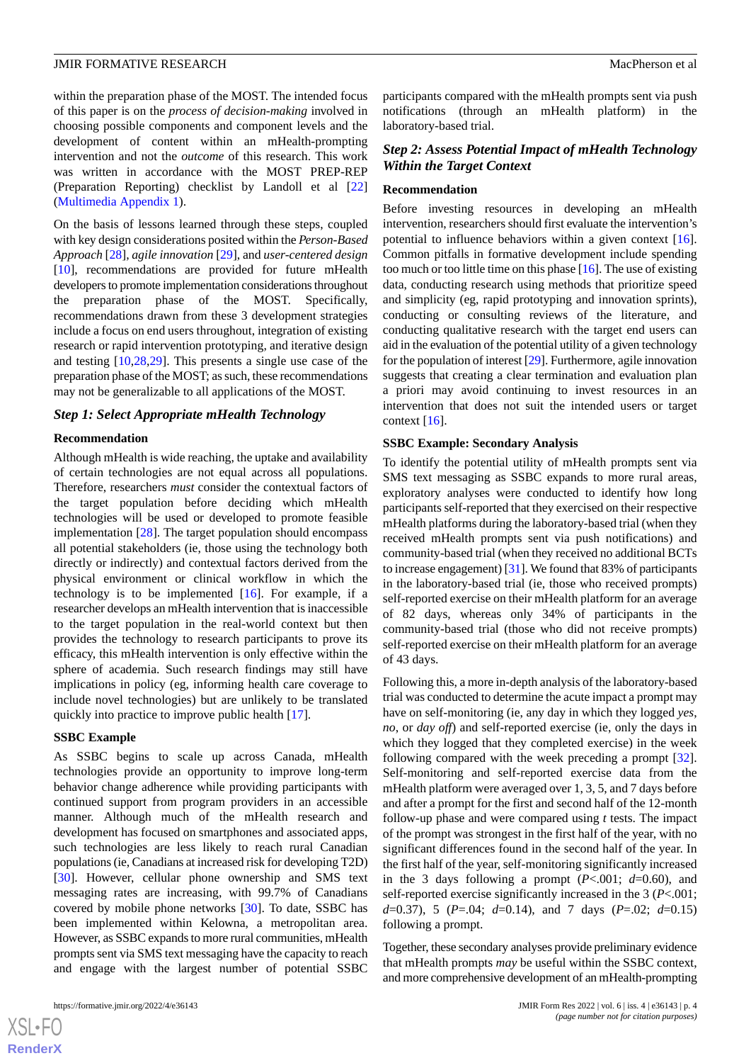within the preparation phase of the MOST. The intended focus of this paper is on the *process of decision-making* involved in choosing possible components and component levels and the development of content within an mHealth-prompting intervention and not the *outcome* of this research. This work was written in accordance with the MOST PREP-REP (Preparation Reporting) checklist by Landoll et al [22] (Multimedia Appendix 1).

On the basis of lessons learned through these steps, coupled with key design considerations posited within the *Person-Based Approach* [28], *agile innovation* [29], and *user-centered design* [10], recommendations are provided for future mHealth developers to promote implementation considerations throughout the preparation phase of the MOST. Specifically, recommendations drawn from these 3 development strategies include a focus on end users throughout, integration of existing research or rapid intervention prototyping, and iterative design and testing [10,28,29]. This presents a single use case of the preparation phase of the MOST; as such, these recommendations may not be generalizable to all applications of the MOST.

### *Step 1: Select Appropriate mHealth Technology*

#### Recommendation

Although mHealth is wide reaching, the uptake and availability of certain technologies are not equal across all populations. Therefore, researchers *must* consider the contextual factors of the target population before deciding which mHealth technologies will be used or developed to promote feasible implementation [28]. The target population should encompass all potential stakeholders (ie, those using the technology both directly or indirectly) and contextual factors derived from the physical environment or clinical workflow in which the technology is to be implemented [16]. For example, if a researcher develops an mHealth intervention that is inaccessible to the target population in the real-world context but then provides the technology to research participants to prove its efficacy, this mHealth intervention is only effective within the sphere of academia. Such research findings may still have implications in policy (eg, informing health care coverage to include novel technologies) but are unlikely to be translated quickly into practice to improve public health [17].

#### SSBC Example

As SSBC begins to scale up across Canada, mHealth technologies provide an opportunity to improve long-term behavior change adherence while providing participants with continued support from program providers in an accessible manner. Although much of the mHealth research and development has focused on smartphones and associated apps, such technologies are less likely to reach rural Canadian populations (ie, Canadians at increased risk for developing T2D) [30]. However, cellular phone ownership and SMS text messaging rates are increasing, with 99.7% of Canadians covered by mobile phone networks [30]. To date, SSBC has been implemented within Kelowna, a metropolitan area. However, as SSBC expands to more rural communities, mHealth prompts sent via SMS text messaging have the capacity to reach and engage with the largest number of potential SSBC participants compared with the mHealth prompts sent via push notifications (through an mHealth platform) in the laboratory-based trial.

### *Step 2: Assess Potential Impact of mHealth Technology Within the Target Context*

#### Recommendation

Before investing resources in developing an mHealth intervention, researchers should first evaluate the intervention's potential to influence behaviors within a given context [16]. Common pitfalls in formative development include spending too much or too little time on this phase [16]. The use of existing data, conducting research using methods that prioritize speed and simplicity (eg, rapid prototyping and innovation sprints), conducting or consulting reviews of the literature, and conducting qualitative research with the target end users can aid in the evaluation of the potential utility of a given technology for the population of interest [29]. Furthermore, agile innovation suggests that creating a clear termination and evaluation plan a priori may avoid continuing to invest resources in an intervention that does not suit the intended users or target context [16].

#### SSBC Example: Secondary Analysis

To identify the potential utility of mHealth prompts sent via SMS text messaging as SSBC expands to more rural areas, exploratory analyses were conducted to identify how long participants self-reported that they exercised on their respective mHealth platforms during the laboratory-based trial (when they received mHealth prompts sent via push notifications) and community-based trial (when they received no additional BCTs to increase engagement) [31]. We found that 83% of participants in the laboratory-based trial (ie, those who received prompts) self-reported exercise on their mHealth platform for an average of 82 days, whereas only 34% of participants in the community-based trial (those who did not receive prompts) self-reported exercise on their mHealth platform for an average of 43 days.

Following this, a more in-depth analysis of the laboratory-based trial was conducted to determine the acute impact a prompt may have on self-monitoring (ie, any day in which they logged *yes*, *no*, or *day off*) and self-reported exercise (ie, only the days in which they logged that they completed exercise) in the week following compared with the week preceding a prompt [32]. Self-monitoring and self-reported exercise data from the mHealth platform were averaged over 1, 3, 5, and 7 days before and after a prompt for the first and second half of the 12-month follow-up phase and were compared using *t* tests. The impact of the prompt was strongest in the first half of the year, with no significant differences found in the second half of the year. In the first half of the year, self-monitoring significantly increased in the 3 days following a prompt ($P<.001$; $d=0.60$), and self-reported exercise significantly increased in the 3 ($P<.001$; $d=0.37$), 5 ($P=.04$; $d=0.14$), and 7 days ($P=.02$; $d=0.15$) following a prompt.

Together, these secondary analyses provide preliminary evidence that mHealth prompts *may* be useful within the SSBC context, and more comprehensive development of an mHealth-prompting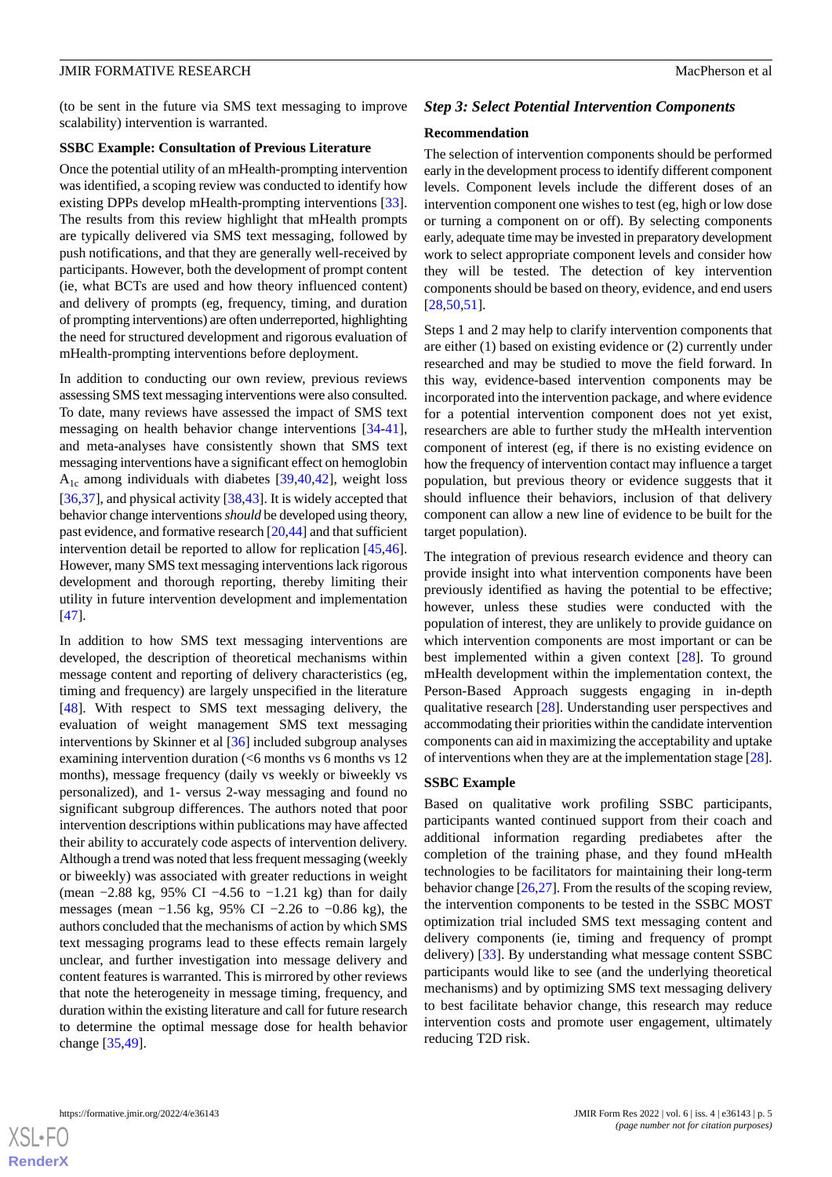(to be sent in the future via SMS text messaging to improve scalability) intervention is warranted.

#### SSBC Example: Consultation of Previous Literature

Once the potential utility of an mHealth-prompting intervention was identified, a scoping review was conducted to identify how existing DPPs develop mHealth-prompting interventions [33]. The results from this review highlight that mHealth prompts are typically delivered via SMS text messaging, followed by push notifications, and that they are generally well-received by participants. However, both the development of prompt content (ie, what BCTs are used and how theory influenced content) and delivery of prompts (eg, frequency, timing, and duration of prompting interventions) are often underreported, highlighting the need for structured development and rigorous evaluation of mHealth-prompting interventions before deployment.

In addition to conducting our own review, previous reviews assessing SMS text messaging interventions were also consulted. To date, many reviews have assessed the impact of SMS text messaging on health behavior change interventions [34-41], and meta-analyses have consistently shown that SMS text messaging interventions have a significant effect on hemoglobin $A_{1c}$ among individuals with diabetes [39,40,42], weight loss [36,37], and physical activity [38,43]. It is widely accepted that behavior change interventions *should* be developed using theory, past evidence, and formative research [20,44] and that sufficient intervention detail be reported to allow for replication [45,46]. However, many SMS text messaging interventions lack rigorous development and thorough reporting, thereby limiting their utility in future intervention development and implementation [47].

In addition to how SMS text messaging interventions are developed, the description of theoretical mechanisms within message content and reporting of delivery characteristics (eg, timing and frequency) are largely unspecified in the literature [48]. With respect to SMS text messaging delivery, the evaluation of weight management SMS text messaging interventions by Skinner et al [36] included subgroup analyses examining intervention duration (<6 months vs 6 months vs 12 months), message frequency (daily vs weekly or biweekly vs personalized), and 1- versus 2-way messaging and found no significant subgroup differences. The authors noted that poor intervention descriptions within publications may have affected their ability to accurately code aspects of intervention delivery. Although a trend was noted that less frequent messaging (weekly or biweekly) was associated with greater reductions in weight (mean −2.88 kg, 95% CI −4.56 to −1.21 kg) than for daily messages (mean −1.56 kg, 95% CI −2.26 to −0.86 kg), the authors concluded that the mechanisms of action by which SMS text messaging programs lead to these effects remain largely unclear, and further investigation into message delivery and content features is warranted. This is mirrored by other reviews that note the heterogeneity in message timing, frequency, and duration within the existing literature and call for future research to determine the optimal message dose for health behavior change [35,49].

### Step 3: Select Potential Intervention Components

#### Recommendation

The selection of intervention components should be performed early in the development process to identify different component levels. Component levels include the different doses of an intervention component one wishes to test (eg, high or low dose or turning a component on or off). By selecting components early, adequate time may be invested in preparatory development work to select appropriate component levels and consider how they will be tested. The detection of key intervention components should be based on theory, evidence, and end users [28,50,51].

Steps 1 and 2 may help to clarify intervention components that are either (1) based on existing evidence or (2) currently under researched and may be studied to move the field forward. In this way, evidence-based intervention components may be incorporated into the intervention package, and where evidence for a potential intervention component does not yet exist, researchers are able to further study the mHealth intervention component of interest (eg, if there is no existing evidence on how the frequency of intervention contact may influence a target population, but previous theory or evidence suggests that it should influence their behaviors, inclusion of that delivery component can allow a new line of evidence to be built for the target population).

The integration of previous research evidence and theory can provide insight into what intervention components have been previously identified as having the potential to be effective; however, unless these studies were conducted with the population of interest, they are unlikely to provide guidance on which intervention components are most important or can be best implemented within a given context [28]. To ground mHealth development within the implementation context, the Person-Based Approach suggests engaging in in-depth qualitative research [28]. Understanding user perspectives and accommodating their priorities within the candidate intervention components can aid in maximizing the acceptability and uptake of interventions when they are at the implementation stage [28].

#### SSBC Example

Based on qualitative work profiling SSBC participants, participants wanted continued support from their coach and additional information regarding prediabetes after the completion of the training phase, and they found mHealth technologies to be facilitators for maintaining their long-term behavior change [26,27]. From the results of the scoping review, the intervention components to be tested in the SSBC MOST optimization trial included SMS text messaging content and delivery components (ie, timing and frequency of prompt delivery) [33]. By understanding what message content SSBC participants would like to see (and the underlying theoretical mechanisms) and by optimizing SMS text messaging delivery to best facilitate behavior change, this research may reduce intervention costs and promote user engagement, ultimately reducing T2D risk.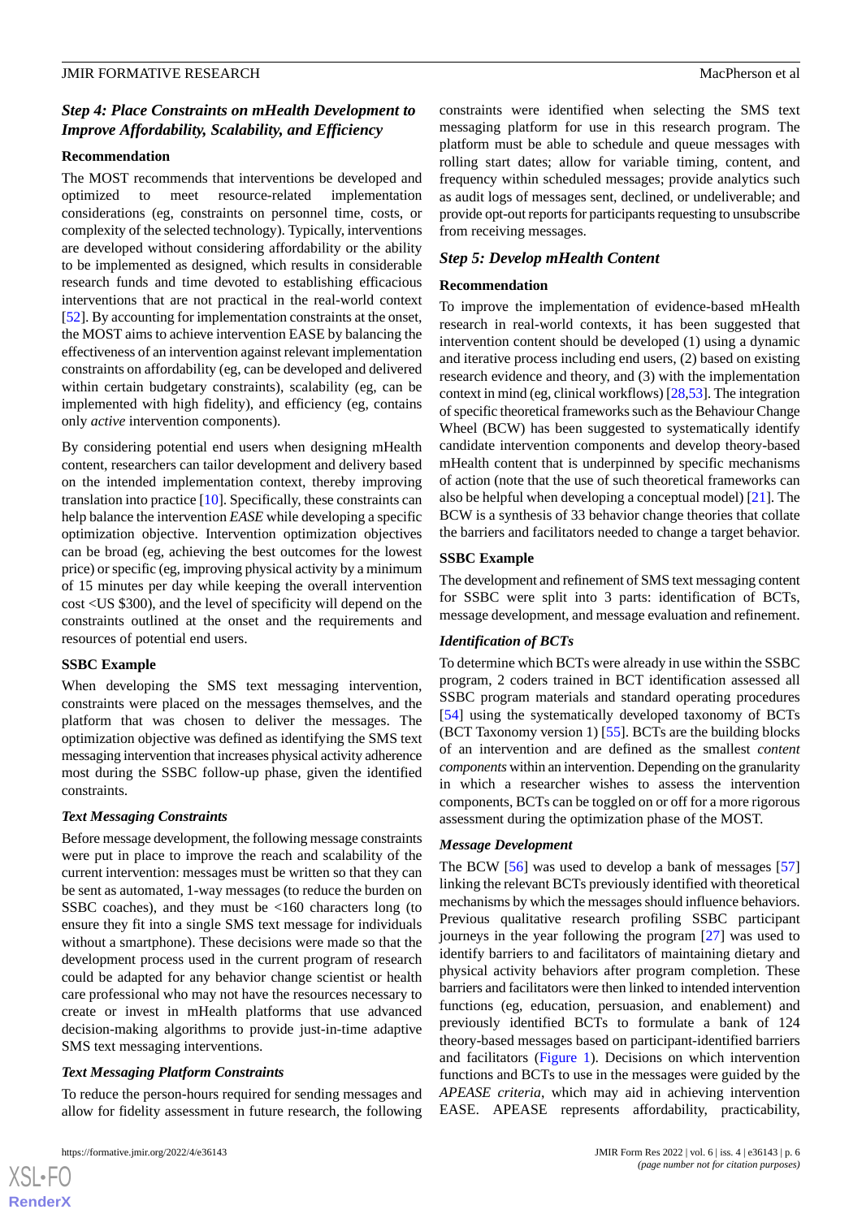### Step 4: Place Constraints on mHealth Development to Improve Affordability, Scalability, and Efficiency

#### Recommendation

The MOST recommends that interventions be developed and optimized to meet resource-related implementation considerations (eg, constraints on personnel time, costs, or complexity of the selected technology). Typically, interventions are developed without considering affordability or the ability to be implemented as designed, which results in considerable research funds and time devoted to establishing efficacious interventions that are not practical in the real-world context [52]. By accounting for implementation constraints at the onset, the MOST aims to achieve intervention EASE by balancing the effectiveness of an intervention against relevant implementation constraints on affordability (eg, can be developed and delivered within certain budgetary constraints), scalability (eg, can be implemented with high fidelity), and efficiency (eg, contains only *active* intervention components).

By considering potential end users when designing mHealth content, researchers can tailor development and delivery based on the intended implementation context, thereby improving translation into practice [10]. Specifically, these constraints can help balance the intervention *EASE* while developing a specific optimization objective. Intervention optimization objectives can be broad (eg, achieving the best outcomes for the lowest price) or specific (eg, improving physical activity by a minimum of 15 minutes per day while keeping the overall intervention cost <US $300), and the level of specificity will depend on the constraints outlined at the onset and the requirements and resources of potential end users.

#### SSBC Example

When developing the SMS text messaging intervention, constraints were placed on the messages themselves, and the platform that was chosen to deliver the messages. The optimization objective was defined as identifying the SMS text messaging intervention that increases physical activity adherence most during the SSBC follow-up phase, given the identified constraints.

##### Text Messaging Constraints

Before message development, the following message constraints were put in place to improve the reach and scalability of the current intervention: messages must be written so that they can be sent as automated, 1-way messages (to reduce the burden on SSBC coaches), and they must be <160 characters long (to ensure they fit into a single SMS text message for individuals without a smartphone). These decisions were made so that the development process used in the current program of research could be adapted for any behavior change scientist or health care professional who may not have the resources necessary to create or invest in mHealth platforms that use advanced decision-making algorithms to provide just-in-time adaptive SMS text messaging interventions.

##### Text Messaging Platform Constraints

To reduce the person-hours required for sending messages and allow for fidelity assessment in future research, the following constraints were identified when selecting the SMS text messaging platform for use in this research program. The platform must be able to schedule and queue messages with rolling start dates; allow for variable timing, content, and frequency within scheduled messages; provide analytics such as audit logs of messages sent, declined, or undeliverable; and provide opt-out reports for participants requesting to unsubscribe from receiving messages.

### Step 5: Develop mHealth Content

#### Recommendation

To improve the implementation of evidence-based mHealth research in real-world contexts, it has been suggested that intervention content should be developed (1) using a dynamic and iterative process including end users, (2) based on existing research evidence and theory, and (3) with the implementation context in mind (eg, clinical workflows) [28,53]. The integration of specific theoretical frameworks such as the Behaviour Change Wheel (BCW) has been suggested to systematically identify candidate intervention components and develop theory-based mHealth content that is underpinned by specific mechanisms of action (note that the use of such theoretical frameworks can also be helpful when developing a conceptual model) [21]. The BCW is a synthesis of 33 behavior change theories that collate the barriers and facilitators needed to change a target behavior.

#### SSBC Example

The development and refinement of SMS text messaging content for SSBC were split into 3 parts: identification of BCTs, message development, and message evaluation and refinement.

##### Identification of BCTs

To determine which BCTs were already in use within the SSBC program, 2 coders trained in BCT identification assessed all SSBC program materials and standard operating procedures [54] using the systematically developed taxonomy of BCTs (BCT Taxonomy version 1) [55]. BCTs are the building blocks of an intervention and are defined as the smallest *content components* within an intervention. Depending on the granularity in which a researcher wishes to assess the intervention components, BCTs can be toggled on or off for a more rigorous assessment during the optimization phase of the MOST.

##### Message Development

The BCW [56] was used to develop a bank of messages [57] linking the relevant BCTs previously identified with theoretical mechanisms by which the messages should influence behaviors. Previous qualitative research profiling SSBC participant journeys in the year following the program [27] was used to identify barriers to and facilitators of maintaining dietary and physical activity behaviors after program completion. These barriers and facilitators were then linked to intended intervention functions (eg, education, persuasion, and enablement) and previously identified BCTs to formulate a bank of 124 theory-based messages based on participant-identified barriers and facilitators (Figure 1). Decisions on which intervention functions and BCTs to use in the messages were guided by the *APEASE criteria*, which may aid in achieving intervention EASE. APEASE represents affordability, practicability,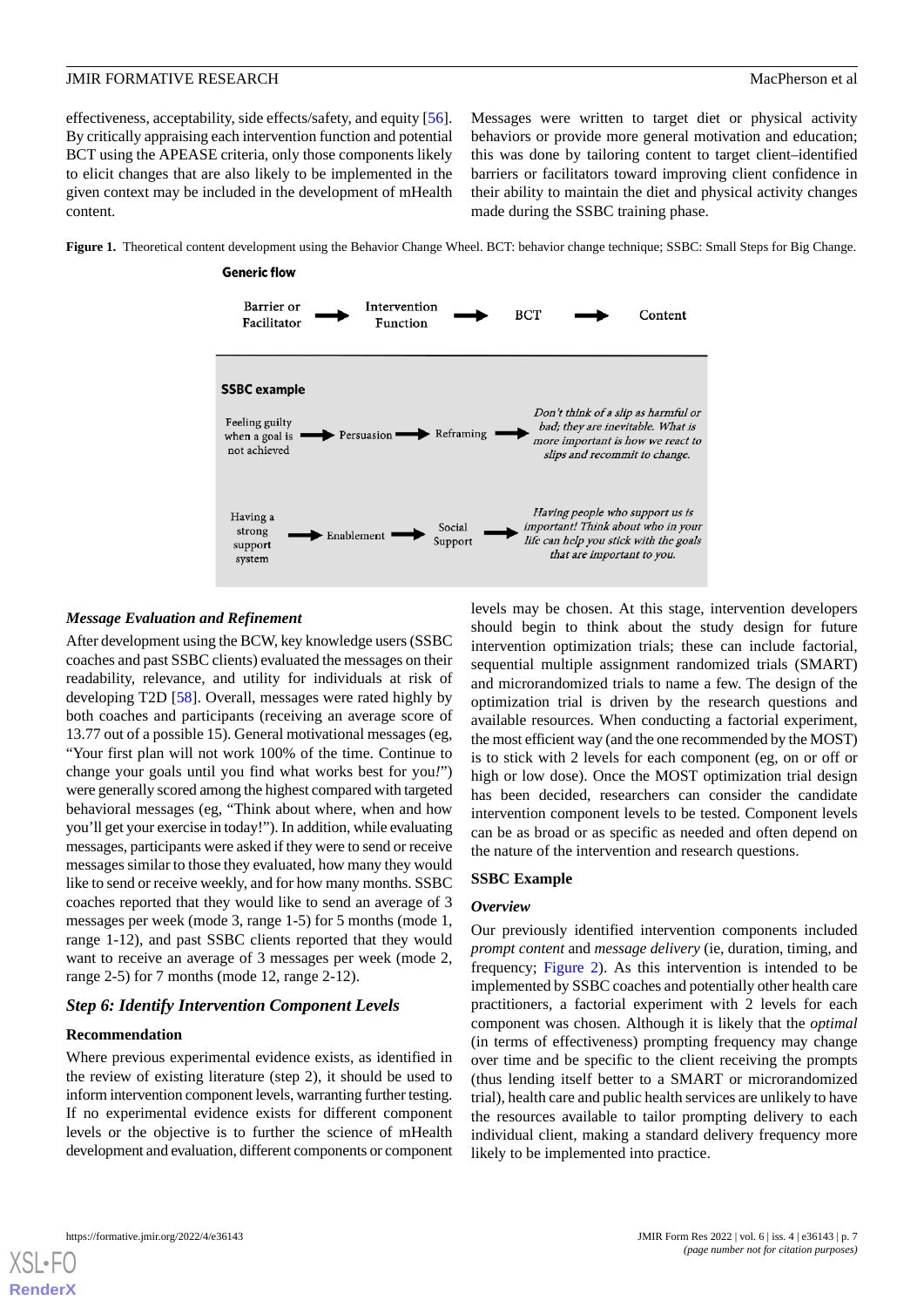effectiveness, acceptability, side effects/safety, and equity [56]. By critically appraising each intervention function and potential BCT using the APEASE criteria, only those components likely to elicit changes that are also likely to be implemented in the given context may be included in the development of mHealth content.

Messages were written to target diet or physical activity behaviors or provide more general motivation and education; this was done by tailoring content to target client–identified barriers or facilitators toward improving client confidence in their ability to maintain the diet and physical activity changes made during the SSBC training phase.

**Figure 1.** Theoretical content development using the Behavior Change Wheel. BCT: behavior change technique; SSBC: Small Steps for Big Change.

**Generic flow**

Barrier or Facilitator → Intervention Function → BCT → Content

**SSBC example**

Feeling guilty when a goal is not achieved → Persuasion → Reframing → *Don't think of a slip as harmful or bad; they are inevitable. What is more important is how we react to slips and recommit to change.*

Having a strong support system → Enablement → Social Support → *Having people who support us is important! Think about who in your life can help you stick with the goals that are important to you.*

### Message Evaluation and Refinement

After development using the BCW, key knowledge users (SSBC coaches and past SSBC clients) evaluated the messages on their readability, relevance, and utility for individuals at risk of developing T2D [58]. Overall, messages were rated highly by both coaches and participants (receiving an average score of 13.77 out of a possible 15). General motivational messages (eg, "Your first plan will not work 100% of the time. Continue to change your goals until you find what works best for you!") were generally scored among the highest compared with targeted behavioral messages (eg, "Think about where, when and how you'll get your exercise in today!"). In addition, while evaluating messages, participants were asked if they were to send or receive messages similar to those they evaluated, how many they would like to send or receive weekly, and for how many months. SSBC coaches reported that they would like to send an average of 3 messages per week (mode 3, range 1-5) for 5 months (mode 1, range 1-12), and past SSBC clients reported that they would want to receive an average of 3 messages per week (mode 2, range 2-5) for 7 months (mode 12, range 2-12).

## Step 6: Identify Intervention Component Levels

### Recommendation

Where previous experimental evidence exists, as identified in the review of existing literature (step 2), it should be used to inform intervention component levels, warranting further testing. If no experimental evidence exists for different component levels or the objective is to further the science of mHealth development and evaluation, different components or component levels may be chosen. At this stage, intervention developers should begin to think about the study design for future intervention optimization trials; these can include factorial, sequential multiple assignment randomized trials (SMART) and microrandomized trials to name a few. The design of the optimization trial is driven by the research questions and available resources. When conducting a factorial experiment, the most efficient way (and the one recommended by the MOST) is to stick with 2 levels for each component (eg, on or off or high or low dose). Once the MOST optimization trial design has been decided, researchers can consider the candidate intervention component levels to be tested. Component levels can be as broad or as specific as needed and often depend on the nature of the intervention and research questions.

### SSBC Example

#### Overview

Our previously identified intervention components included *prompt content* and *message delivery* (ie, duration, timing, and frequency; Figure 2). As this intervention is intended to be implemented by SSBC coaches and potentially other health care practitioners, a factorial experiment with 2 levels for each component was chosen. Although it is likely that the *optimal* (in terms of effectiveness) prompting frequency may change over time and be specific to the client receiving the prompts (thus lending itself better to a SMART or microrandomized trial), health care and public health services are unlikely to have the resources available to tailor prompting delivery to each individual client, making a standard delivery frequency more likely to be implemented into practice.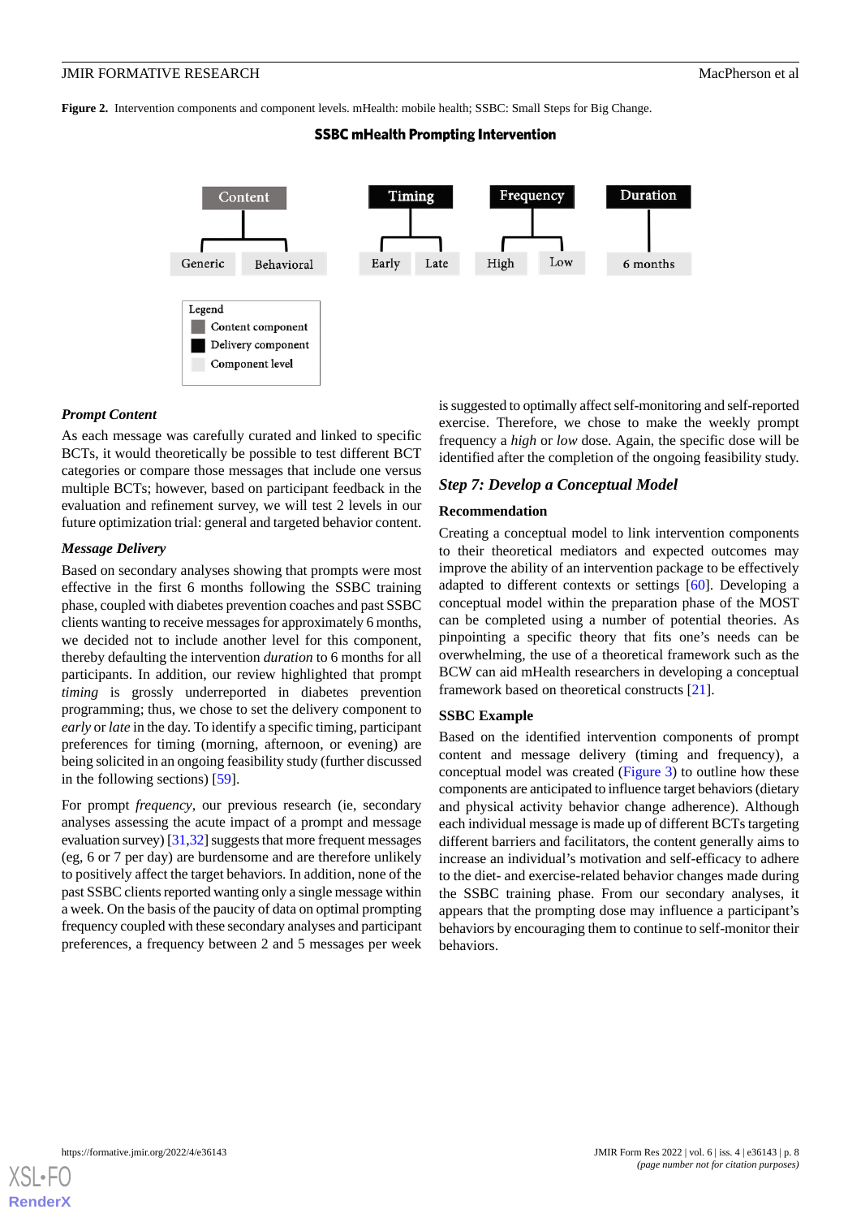**Figure 2.** Intervention components and component levels. mHealth: mobile health; SSBC: Small Steps for Big Change.

SSBC mHealth Prompting Intervention

Content: Generic, Behavioral
Timing: Early, Late
Frequency: High, Low
Duration: 6 months

Legend: Content component; Delivery component; Component level

### *Prompt Content*

As each message was carefully curated and linked to specific BCTs, it would theoretically be possible to test different BCT categories or compare those messages that include one versus multiple BCTs; however, based on participant feedback in the evaluation and refinement survey, we will test 2 levels in our future optimization trial: general and targeted behavior content.

### *Message Delivery*

Based on secondary analyses showing that prompts were most effective in the first 6 months following the SSBC training phase, coupled with diabetes prevention coaches and past SSBC clients wanting to receive messages for approximately 6 months, we decided not to include another level for this component, thereby defaulting the intervention *duration* to 6 months for all participants. In addition, our review highlighted that prompt *timing* is grossly underreported in diabetes prevention programming; thus, we chose to set the delivery component to *early* or *late* in the day. To identify a specific timing, participant preferences for timing (morning, afternoon, or evening) are being solicited in an ongoing feasibility study (further discussed in the following sections) [59].

For prompt *frequency*, our previous research (ie, secondary analyses assessing the acute impact of a prompt and message evaluation survey) [31,32] suggests that more frequent messages (eg, 6 or 7 per day) are burdensome and are therefore unlikely to positively affect the target behaviors. In addition, none of the past SSBC clients reported wanting only a single message within a week. On the basis of the paucity of data on optimal prompting frequency coupled with these secondary analyses and participant preferences, a frequency between 2 and 5 messages per week is suggested to optimally affect self-monitoring and self-reported exercise. Therefore, we chose to make the weekly prompt frequency a *high* or *low* dose. Again, the specific dose will be identified after the completion of the ongoing feasibility study.

## *Step 7: Develop a Conceptual Model*

### Recommendation

Creating a conceptual model to link intervention components to their theoretical mediators and expected outcomes may improve the ability of an intervention package to be effectively adapted to different contexts or settings [60]. Developing a conceptual model within the preparation phase of the MOST can be completed using a number of potential theories. As pinpointing a specific theory that fits one's needs can be overwhelming, the use of a theoretical framework such as the BCW can aid mHealth researchers in developing a conceptual framework based on theoretical constructs [21].

### SSBC Example

Based on the identified intervention components of prompt content and message delivery (timing and frequency), a conceptual model was created (Figure 3) to outline how these components are anticipated to influence target behaviors (dietary and physical activity behavior change adherence). Although each individual message is made up of different BCTs targeting different barriers and facilitators, the content generally aims to increase an individual's motivation and self-efficacy to adhere to the diet- and exercise-related behavior changes made during the SSBC training phase. From our secondary analyses, it appears that the prompting dose may influence a participant's behaviors by encouraging them to continue to self-monitor their behaviors.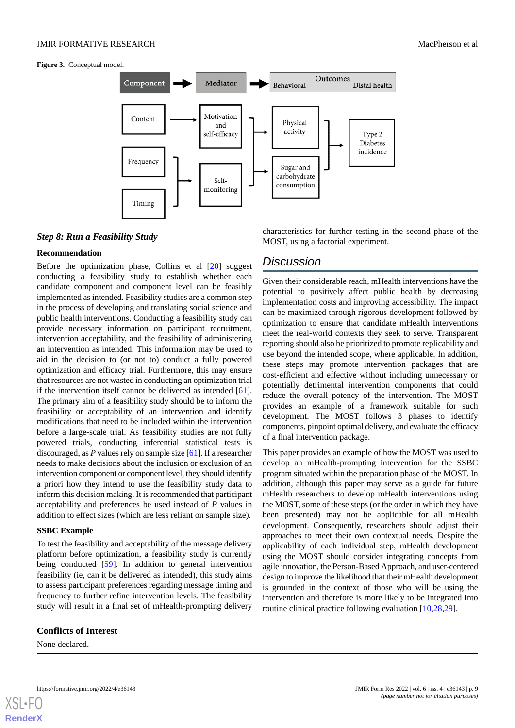**Figure 3.** Conceptual model.

### Step 8: Run a Feasibility Study

#### Recommendation

Before the optimization phase, Collins et al [20] suggest conducting a feasibility study to establish whether each candidate component and component level can be feasibly implemented as intended. Feasibility studies are a common step in the process of developing and translating social science and public health interventions. Conducting a feasibility study can provide necessary information on participant recruitment, intervention acceptability, and the feasibility of administering an intervention as intended. This information may be used to aid in the decision to (or not to) conduct a fully powered optimization and efficacy trial. Furthermore, this may ensure that resources are not wasted in conducting an optimization trial if the intervention itself cannot be delivered as intended [61]. The primary aim of a feasibility study should be to inform the feasibility or acceptability of an intervention and identify modifications that need to be included within the intervention before a large-scale trial. As feasibility studies are not fully powered trials, conducting inferential statistical tests is discouraged, as *P* values rely on sample size [61]. If a researcher needs to make decisions about the inclusion or exclusion of an intervention component or component level, they should identify a priori how they intend to use the feasibility study data to inform this decision making. It is recommended that participant acceptability and preferences be used instead of *P* values in addition to effect sizes (which are less reliant on sample size).

#### SSBC Example

To test the feasibility and acceptability of the message delivery platform before optimization, a feasibility study is currently being conducted [59]. In addition to general intervention feasibility (ie, can it be delivered as intended), this study aims to assess participant preferences regarding message timing and frequency to further refine intervention levels. The feasibility study will result in a final set of mHealth-prompting delivery characteristics for further testing in the second phase of the MOST, using a factorial experiment.

## Discussion

Given their considerable reach, mHealth interventions have the potential to positively affect public health by decreasing implementation costs and improving accessibility. The impact can be maximized through rigorous development followed by optimization to ensure that candidate mHealth interventions meet the real-world contexts they seek to serve. Transparent reporting should also be prioritized to promote replicability and use beyond the intended scope, where applicable. In addition, these steps may promote intervention packages that are cost-efficient and effective without including unnecessary or potentially detrimental intervention components that could reduce the overall potency of the intervention. The MOST provides an example of a framework suitable for such development. The MOST follows 3 phases to identify components, pinpoint optimal delivery, and evaluate the efficacy of a final intervention package.

This paper provides an example of how the MOST was used to develop an mHealth-prompting intervention for the SSBC program situated within the preparation phase of the MOST. In addition, although this paper may serve as a guide for future mHealth researchers to develop mHealth interventions using the MOST, some of these steps (or the order in which they have been presented) may not be applicable for all mHealth development. Consequently, researchers should adjust their approaches to meet their own contextual needs. Despite the applicability of each individual step, mHealth development using the MOST should consider integrating concepts from agile innovation, the Person-Based Approach, and user-centered design to improve the likelihood that their mHealth development is grounded in the context of those who will be using the intervention and therefore is more likely to be integrated into routine clinical practice following evaluation [10,28,29].

## Conflicts of Interest

None declared.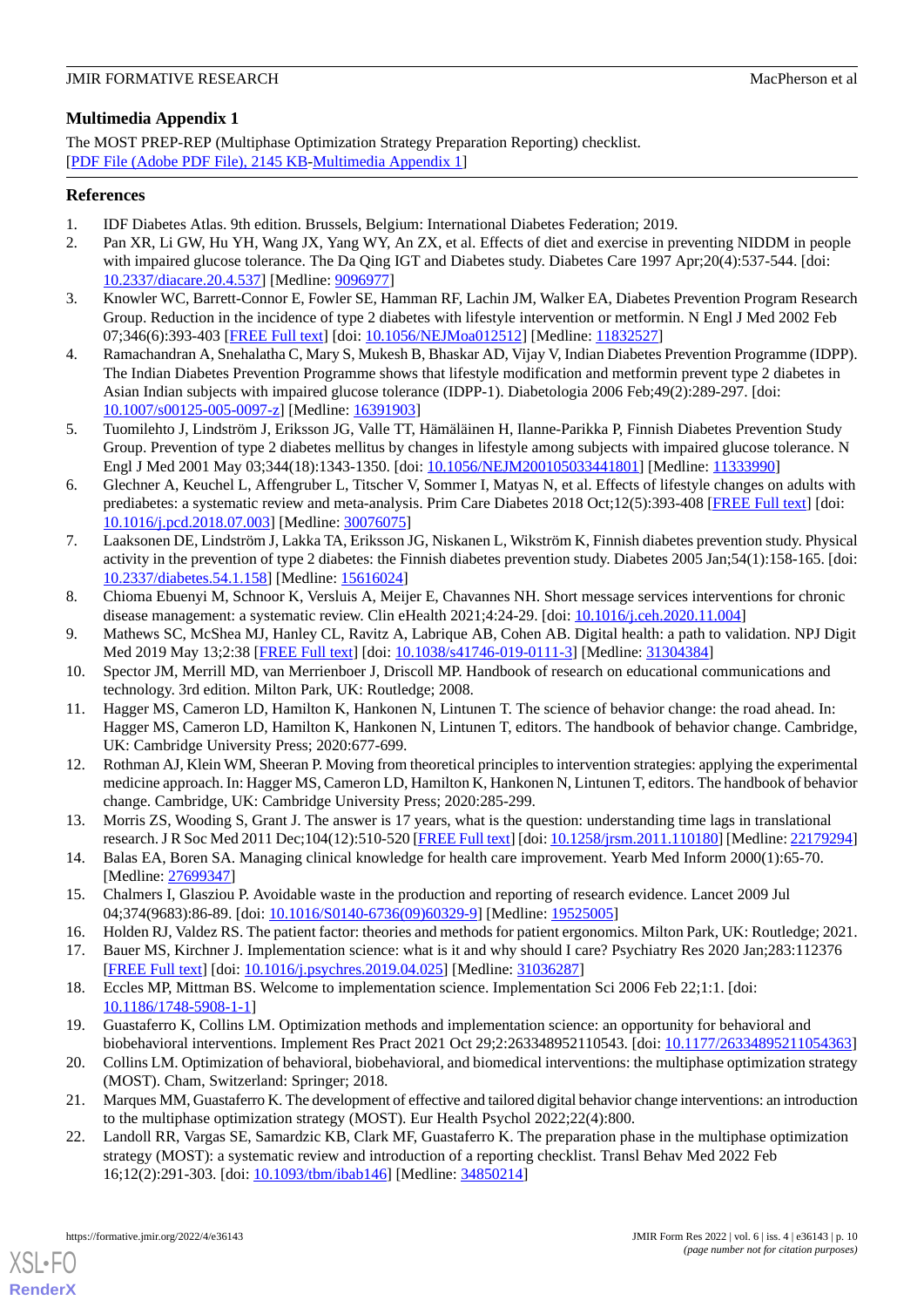## Multimedia Appendix 1

The MOST PREP-REP (Multiphase Optimization Strategy Preparation Reporting) checklist.
[PDF File (Adobe PDF File), 2145 KB-Multimedia Appendix 1]

## References

1. IDF Diabetes Atlas. 9th edition. Brussels, Belgium: International Diabetes Federation; 2019.
2. Pan XR, Li GW, Hu YH, Wang JX, Yang WY, An ZX, et al. Effects of diet and exercise in preventing NIDDM in people with impaired glucose tolerance. The Da Qing IGT and Diabetes study. Diabetes Care 1997 Apr;20(4):537-544. [doi: 10.2337/diacare.20.4.537] [Medline: 9096977]
3. Knowler WC, Barrett-Connor E, Fowler SE, Hamman RF, Lachin JM, Walker EA, Diabetes Prevention Program Research Group. Reduction in the incidence of type 2 diabetes with lifestyle intervention or metformin. N Engl J Med 2002 Feb 07;346(6):393-403 [FREE Full text] [doi: 10.1056/NEJMoa012512] [Medline: 11832527]
4. Ramachandran A, Snehalatha C, Mary S, Mukesh B, Bhaskar AD, Vijay V, Indian Diabetes Prevention Programme (IDPP). The Indian Diabetes Prevention Programme shows that lifestyle modification and metformin prevent type 2 diabetes in Asian Indian subjects with impaired glucose tolerance (IDPP-1). Diabetologia 2006 Feb;49(2):289-297. [doi: 10.1007/s00125-005-0097-z] [Medline: 16391903]
5. Tuomilehto J, Lindström J, Eriksson JG, Valle TT, Hämäläinen H, Ilanne-Parikka P, Finnish Diabetes Prevention Study Group. Prevention of type 2 diabetes mellitus by changes in lifestyle among subjects with impaired glucose tolerance. N Engl J Med 2001 May 03;344(18):1343-1350. [doi: 10.1056/NEJM200105033441801] [Medline: 11333990]
6. Glechner A, Keuchel L, Affengruber L, Titscher V, Sommer I, Matyas N, et al. Effects of lifestyle changes on adults with prediabetes: a systematic review and meta-analysis. Prim Care Diabetes 2018 Oct;12(5):393-408 [FREE Full text] [doi: 10.1016/j.pcd.2018.07.003] [Medline: 30076075]
7. Laaksonen DE, Lindström J, Lakka TA, Eriksson JG, Niskanen L, Wikström K, Finnish diabetes prevention study. Physical activity in the prevention of type 2 diabetes: the Finnish diabetes prevention study. Diabetes 2005 Jan;54(1):158-165. [doi: 10.2337/diabetes.54.1.158] [Medline: 15616024]
8. Chioma Ebuenyi M, Schnoor K, Versluis A, Meijer E, Chavannes NH. Short message services interventions for chronic disease management: a systematic review. Clin eHealth 2021;4:24-29. [doi: 10.1016/j.ceh.2020.11.004]
9. Mathews SC, McShea MJ, Hanley CL, Ravitz A, Labrique AB, Cohen AB. Digital health: a path to validation. NPJ Digit Med 2019 May 13;2:38 [FREE Full text] [doi: 10.1038/s41746-019-0111-3] [Medline: 31304384]
10. Spector JM, Merrill MD, van Merrienboer J, Driscoll MP. Handbook of research on educational communications and technology. 3rd edition. Milton Park, UK: Routledge; 2008.
11. Hagger MS, Cameron LD, Hamilton K, Hankonen N, Lintunen T. The science of behavior change: the road ahead. In: Hagger MS, Cameron LD, Hamilton K, Hankonen N, Lintunen T, editors. The handbook of behavior change. Cambridge, UK: Cambridge University Press; 2020:677-699.
12. Rothman AJ, Klein WM, Sheeran P. Moving from theoretical principles to intervention strategies: applying the experimental medicine approach. In: Hagger MS, Cameron LD, Hamilton K, Hankonen N, Lintunen T, editors. The handbook of behavior change. Cambridge, UK: Cambridge University Press; 2020:285-299.
13. Morris ZS, Wooding S, Grant J. The answer is 17 years, what is the question: understanding time lags in translational research. J R Soc Med 2011 Dec;104(12):510-520 [FREE Full text] [doi: 10.1258/jrsm.2011.110180] [Medline: 22179294]
14. Balas EA, Boren SA. Managing clinical knowledge for health care improvement. Yearb Med Inform 2000(1):65-70. [Medline: 27699347]
15. Chalmers I, Glasziou P. Avoidable waste in the production and reporting of research evidence. Lancet 2009 Jul 04;374(9683):86-89. [doi: 10.1016/S0140-6736(09)60329-9] [Medline: 19525005]
16. Holden RJ, Valdez RS. The patient factor: theories and methods for patient ergonomics. Milton Park, UK: Routledge; 2021.
17. Bauer MS, Kirchner J. Implementation science: what is it and why should I care? Psychiatry Res 2020 Jan;283:112376 [FREE Full text] [doi: 10.1016/j.psychres.2019.04.025] [Medline: 31036287]
18. Eccles MP, Mittman BS. Welcome to implementation science. Implementation Sci 2006 Feb 22;1:1. [doi: 10.1186/1748-5908-1-1]
19. Guastaferro K, Collins LM. Optimization methods and implementation science: an opportunity for behavioral and biobehavioral interventions. Implement Res Pract 2021 Oct 29;2:263348952110543. [doi: 10.1177/26334895211054363]
20. Collins LM. Optimization of behavioral, biobehavioral, and biomedical interventions: the multiphase optimization strategy (MOST). Cham, Switzerland: Springer; 2018.
21. Marques MM, Guastaferro K. The development of effective and tailored digital behavior change interventions: an introduction to the multiphase optimization strategy (MOST). Eur Health Psychol 2022;22(4):800.
22. Landoll RR, Vargas SE, Samardzic KB, Clark MF, Guastaferro K. The preparation phase in the multiphase optimization strategy (MOST): a systematic review and introduction of a reporting checklist. Transl Behav Med 2022 Feb 16;12(2):291-303. [doi: 10.1093/tbm/ibab146] [Medline: 34850214]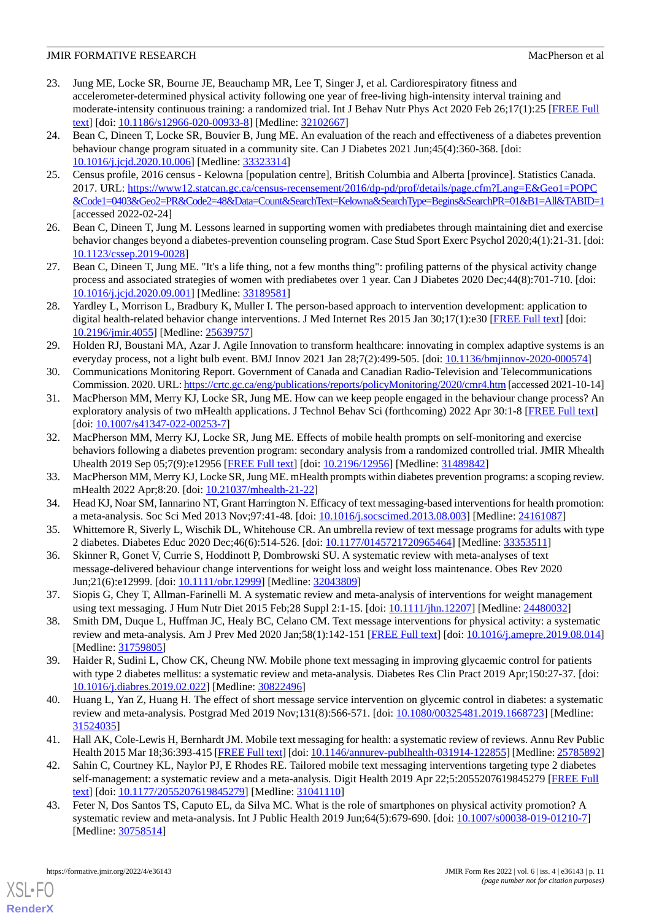23. Jung ME, Locke SR, Bourne JE, Beauchamp MR, Lee T, Singer J, et al. Cardiorespiratory fitness and accelerometer-determined physical activity following one year of free-living high-intensity interval training and moderate-intensity continuous training: a randomized trial. Int J Behav Nutr Phys Act 2020 Feb 26;17(1):25 [FREE Full text] [doi: 10.1186/s12966-020-00933-8] [Medline: 32102667]
24. Bean C, Dineen T, Locke SR, Bouvier B, Jung ME. An evaluation of the reach and effectiveness of a diabetes prevention behaviour change program situated in a community site. Can J Diabetes 2021 Jun;45(4):360-368. [doi: 10.1016/j.jcjd.2020.10.006] [Medline: 33323314]
25. Census profile, 2016 census - Kelowna [population centre], British Columbia and Alberta [province]. Statistics Canada. 2017. URL: https://www12.statcan.gc.ca/census-recensement/2016/dp-pd/prof/details/page.cfm?Lang=E&Geo1=POPC&Code1=0403&Geo2=PR&Code2=48&Data=Count&SearchText=Kelowna&SearchType=Begins&SearchPR=01&B1=All&TABID=1 [accessed 2022-02-24]
26. Bean C, Dineen T, Jung M. Lessons learned in supporting women with prediabetes through maintaining diet and exercise behavior changes beyond a diabetes-prevention counseling program. Case Stud Sport Exerc Psychol 2020;4(1):21-31. [doi: 10.1123/cssep.2019-0028]
27. Bean C, Dineen T, Jung ME. "It's a life thing, not a few months thing": profiling patterns of the physical activity change process and associated strategies of women with prediabetes over 1 year. Can J Diabetes 2020 Dec;44(8):701-710. [doi: 10.1016/j.jcjd.2020.09.001] [Medline: 33189581]
28. Yardley L, Morrison L, Bradbury K, Muller I. The person-based approach to intervention development: application to digital health-related behavior change interventions. J Med Internet Res 2015 Jan 30;17(1):e30 [FREE Full text] [doi: 10.2196/jmir.4055] [Medline: 25639757]
29. Holden RJ, Boustani MA, Azar J. Agile Innovation to transform healthcare: innovating in complex adaptive systems is an everyday process, not a light bulb event. BMJ Innov 2021 Jan 28;7(2):499-505. [doi: 10.1136/bmjinnov-2020-000574]
30. Communications Monitoring Report. Government of Canada and Canadian Radio-Television and Telecommunications Commission. 2020. URL: https://crtc.gc.ca/eng/publications/reports/policyMonitoring/2020/cmr4.htm [accessed 2021-10-14]
31. MacPherson MM, Merry KJ, Locke SR, Jung ME. How can we keep people engaged in the behaviour change process? An exploratory analysis of two mHealth applications. J Technol Behav Sci (forthcoming) 2022 Apr 30:1-8 [FREE Full text] [doi: 10.1007/s41347-022-00253-7]
32. MacPherson MM, Merry KJ, Locke SR, Jung ME. Effects of mobile health prompts on self-monitoring and exercise behaviors following a diabetes prevention program: secondary analysis from a randomized controlled trial. JMIR Mhealth Uhealth 2019 Sep 05;7(9):e12956 [FREE Full text] [doi: 10.2196/12956] [Medline: 31489842]
33. MacPherson MM, Merry KJ, Locke SR, Jung ME. mHealth prompts within diabetes prevention programs: a scoping review. mHealth 2022 Apr;8:20. [doi: 10.21037/mhealth-21-22]
34. Head KJ, Noar SM, Iannarino NT, Grant Harrington N. Efficacy of text messaging-based interventions for health promotion: a meta-analysis. Soc Sci Med 2013 Nov;97:41-48. [doi: 10.1016/j.socscimed.2013.08.003] [Medline: 24161087]
35. Whittemore R, Siverly L, Wischik DL, Whitehouse CR. An umbrella review of text message programs for adults with type 2 diabetes. Diabetes Educ 2020 Dec;46(6):514-526. [doi: 10.1177/0145721720965464] [Medline: 33353511]
36. Skinner R, Gonet V, Currie S, Hoddinott P, Dombrowski SU. A systematic review with meta-analyses of text message-delivered behaviour change interventions for weight loss and weight loss maintenance. Obes Rev 2020 Jun;21(6):e12999. [doi: 10.1111/obr.12999] [Medline: 32043809]
37. Siopis G, Chey T, Allman-Farinelli M. A systematic review and meta-analysis of interventions for weight management using text messaging. J Hum Nutr Diet 2015 Feb;28 Suppl 2:1-15. [doi: 10.1111/jhn.12207] [Medline: 24480032]
38. Smith DM, Duque L, Huffman JC, Healy BC, Celano CM. Text message interventions for physical activity: a systematic review and meta-analysis. Am J Prev Med 2020 Jan;58(1):142-151 [FREE Full text] [doi: 10.1016/j.amepre.2019.08.014] [Medline: 31759805]
39. Haider R, Sudini L, Chow CK, Cheung NW. Mobile phone text messaging in improving glycaemic control for patients with type 2 diabetes mellitus: a systematic review and meta-analysis. Diabetes Res Clin Pract 2019 Apr;150:27-37. [doi: 10.1016/j.diabres.2019.02.022] [Medline: 30822496]
40. Huang L, Yan Z, Huang H. The effect of short message service intervention on glycemic control in diabetes: a systematic review and meta-analysis. Postgrad Med 2019 Nov;131(8):566-571. [doi: 10.1080/00325481.2019.1668723] [Medline: 31524035]
41. Hall AK, Cole-Lewis H, Bernhardt JM. Mobile text messaging for health: a systematic review of reviews. Annu Rev Public Health 2015 Mar 18;36:393-415 [FREE Full text] [doi: 10.1146/annurev-publhealth-031914-122855] [Medline: 25785892]
42. Sahin C, Courtney KL, Naylor PJ, E Rhodes RE. Tailored mobile text messaging interventions targeting type 2 diabetes self-management: a systematic review and a meta-analysis. Digit Health 2019 Apr 22;5:2055207619845279 [FREE Full text] [doi: 10.1177/2055207619845279] [Medline: 31041110]
43. Feter N, Dos Santos TS, Caputo EL, da Silva MC. What is the role of smartphones on physical activity promotion? A systematic review and meta-analysis. Int J Public Health 2019 Jun;64(5):679-690. [doi: 10.1007/s00038-019-01210-7] [Medline: 30758514]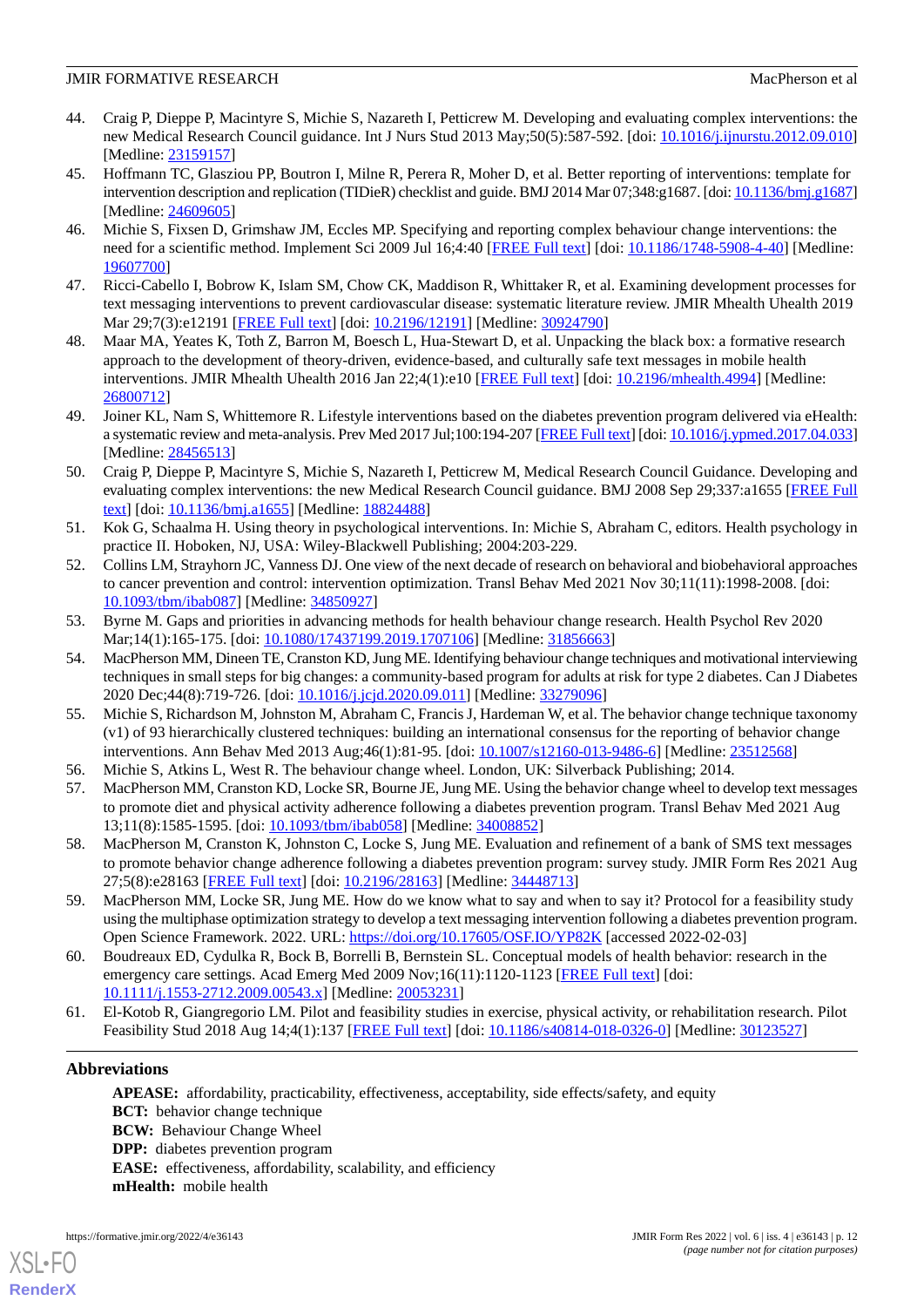44. Craig P, Dieppe P, Macintyre S, Michie S, Nazareth I, Petticrew M. Developing and evaluating complex interventions: the new Medical Research Council guidance. Int J Nurs Stud 2013 May;50(5):587-592. [doi: 10.1016/j.ijnurstu.2012.09.010] [Medline: 23159157]
45. Hoffmann TC, Glasziou PP, Boutron I, Milne R, Perera R, Moher D, et al. Better reporting of interventions: template for intervention description and replication (TIDieR) checklist and guide. BMJ 2014 Mar 07;348:g1687. [doi: 10.1136/bmj.g1687] [Medline: 24609605]
46. Michie S, Fixsen D, Grimshaw JM, Eccles MP. Specifying and reporting complex behaviour change interventions: the need for a scientific method. Implement Sci 2009 Jul 16;4:40 [FREE Full text] [doi: 10.1186/1748-5908-4-40] [Medline: 19607700]
47. Ricci-Cabello I, Bobrow K, Islam SM, Chow CK, Maddison R, Whittaker R, et al. Examining development processes for text messaging interventions to prevent cardiovascular disease: systematic literature review. JMIR Mhealth Uhealth 2019 Mar 29;7(3):e12191 [FREE Full text] [doi: 10.2196/12191] [Medline: 30924790]
48. Maar MA, Yeates K, Toth Z, Barron M, Boesch L, Hua-Stewart D, et al. Unpacking the black box: a formative research approach to the development of theory-driven, evidence-based, and culturally safe text messages in mobile health interventions. JMIR Mhealth Uhealth 2016 Jan 22;4(1):e10 [FREE Full text] [doi: 10.2196/mhealth.4994] [Medline: 26800712]
49. Joiner KL, Nam S, Whittemore R. Lifestyle interventions based on the diabetes prevention program delivered via eHealth: a systematic review and meta-analysis. Prev Med 2017 Jul;100:194-207 [FREE Full text] [doi: 10.1016/j.ypmed.2017.04.033] [Medline: 28456513]
50. Craig P, Dieppe P, Macintyre S, Michie S, Nazareth I, Petticrew M, Medical Research Council Guidance. Developing and evaluating complex interventions: the new Medical Research Council guidance. BMJ 2008 Sep 29;337:a1655 [FREE Full text] [doi: 10.1136/bmj.a1655] [Medline: 18824488]
51. Kok G, Schaalma H. Using theory in psychological interventions. In: Michie S, Abraham C, editors. Health psychology in practice II. Hoboken, NJ, USA: Wiley-Blackwell Publishing; 2004:203-229.
52. Collins LM, Strayhorn JC, Vanness DJ. One view of the next decade of research on behavioral and biobehavioral approaches to cancer prevention and control: intervention optimization. Transl Behav Med 2021 Nov 30;11(11):1998-2008. [doi: 10.1093/tbm/ibab087] [Medline: 34850927]
53. Byrne M. Gaps and priorities in advancing methods for health behaviour change research. Health Psychol Rev 2020 Mar;14(1):165-175. [doi: 10.1080/17437199.2019.1707106] [Medline: 31856663]
54. MacPherson MM, Dineen TE, Cranston KD, Jung ME. Identifying behaviour change techniques and motivational interviewing techniques in small steps for big changes: a community-based program for adults at risk for type 2 diabetes. Can J Diabetes 2020 Dec;44(8):719-726. [doi: 10.1016/j.jcjd.2020.09.011] [Medline: 33279096]
55. Michie S, Richardson M, Johnston M, Abraham C, Francis J, Hardeman W, et al. The behavior change technique taxonomy (v1) of 93 hierarchically clustered techniques: building an international consensus for the reporting of behavior change interventions. Ann Behav Med 2013 Aug;46(1):81-95. [doi: 10.1007/s12160-013-9486-6] [Medline: 23512568]
56. Michie S, Atkins L, West R. The behaviour change wheel. London, UK: Silverback Publishing; 2014.
57. MacPherson MM, Cranston KD, Locke SR, Bourne JE, Jung ME. Using the behavior change wheel to develop text messages to promote diet and physical activity adherence following a diabetes prevention program. Transl Behav Med 2021 Aug 13;11(8):1585-1595. [doi: 10.1093/tbm/ibab058] [Medline: 34008852]
58. MacPherson M, Cranston K, Johnston C, Locke S, Jung ME. Evaluation and refinement of a bank of SMS text messages to promote behavior change adherence following a diabetes prevention program: survey study. JMIR Form Res 2021 Aug 27;5(8):e28163 [FREE Full text] [doi: 10.2196/28163] [Medline: 34448713]
59. MacPherson MM, Locke SR, Jung ME. How do we know what to say and when to say it? Protocol for a feasibility study using the multiphase optimization strategy to develop a text messaging intervention following a diabetes prevention program. Open Science Framework. 2022. URL: https://doi.org/10.17605/OSF.IO/YP82K [accessed 2022-02-03]
60. Boudreaux ED, Cydulka R, Bock B, Borrelli B, Bernstein SL. Conceptual models of health behavior: research in the emergency care settings. Acad Emerg Med 2009 Nov;16(11):1120-1123 [FREE Full text] [doi: 10.1111/j.1553-2712.2009.00543.x] [Medline: 20053231]
61. El-Kotob R, Giangregorio LM. Pilot and feasibility studies in exercise, physical activity, or rehabilitation research. Pilot Feasibility Stud 2018 Aug 14;4(1):137 [FREE Full text] [doi: 10.1186/s40814-018-0326-0] [Medline: 30123527]

## Abbreviations

**APEASE:** affordability, practicability, effectiveness, acceptability, side effects/safety, and equity
**BCT:** behavior change technique
**BCW:** Behaviour Change Wheel
**DPP:** diabetes prevention program
**EASE:** effectiveness, affordability, scalability, and efficiency
**mHealth:** mobile health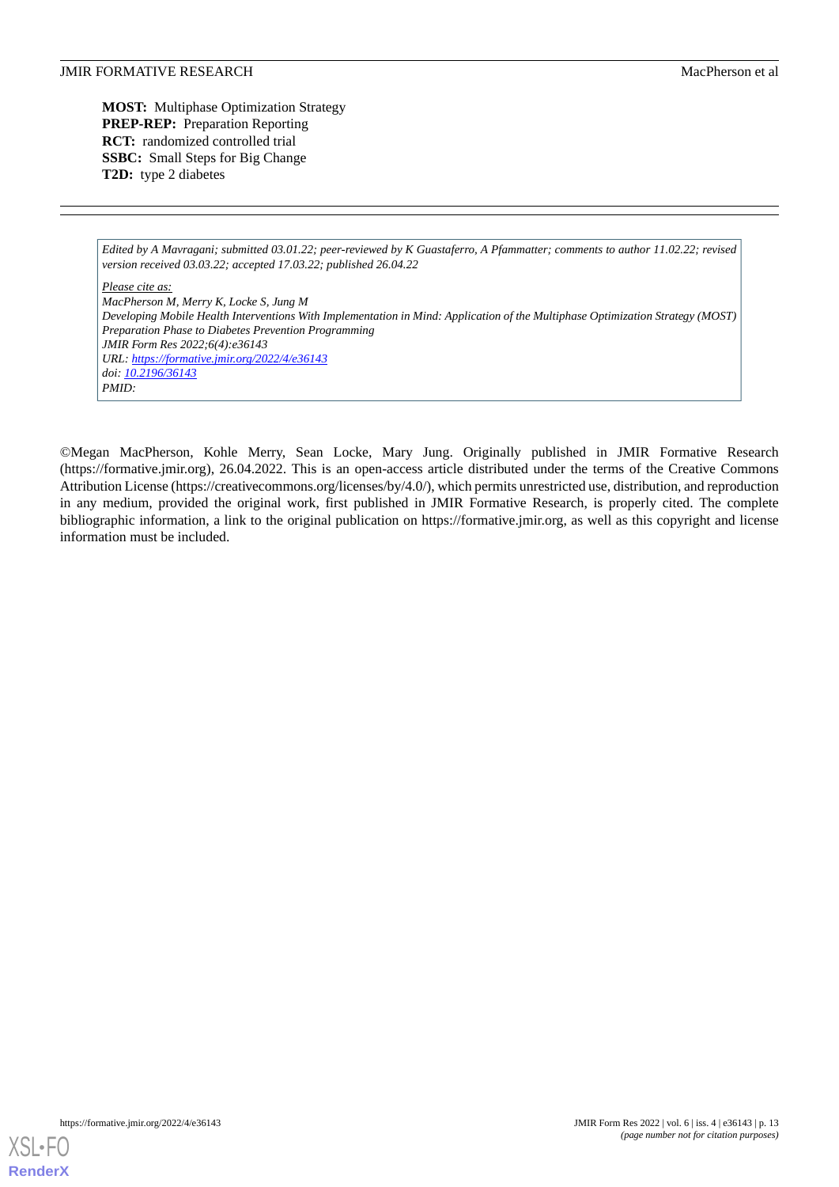**MOST:** Multiphase Optimization Strategy
**PREP-REP:** Preparation Reporting
**RCT:** randomized controlled trial
**SSBC:** Small Steps for Big Change
**T2D:** type 2 diabetes

---

*Edited by A Mavragani; submitted 03.01.22; peer-reviewed by K Guastaferro, A Pfammatter; comments to author 11.02.22; revised version received 03.03.22; accepted 17.03.22; published 26.04.22*

*Please cite as:*
*MacPherson M, Merry K, Locke S, Jung M*
*Developing Mobile Health Interventions With Implementation in Mind: Application of the Multiphase Optimization Strategy (MOST) Preparation Phase to Diabetes Prevention Programming*
*JMIR Form Res 2022;6(4):e36143*
*URL: https://formative.jmir.org/2022/4/e36143*
*doi: 10.2196/36143*
*PMID:*

©Megan MacPherson, Kohle Merry, Sean Locke, Mary Jung. Originally published in JMIR Formative Research (https://formative.jmir.org), 26.04.2022. This is an open-access article distributed under the terms of the Creative Commons Attribution License (https://creativecommons.org/licenses/by/4.0/), which permits unrestricted use, distribution, and reproduction in any medium, provided the original work, first published in JMIR Formative Research, is properly cited. The complete bibliographic information, a link to the original publication on https://formative.jmir.org, as well as this copyright and license information must be included.